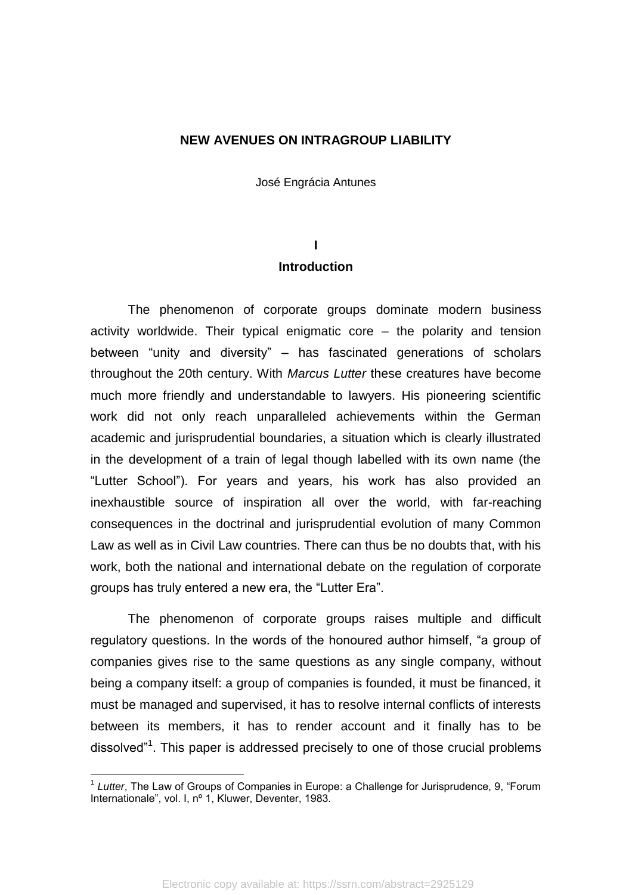# NEW AVENUES ON INTRAGROUP LIABILITY

José Engrácia Antunes

## I
## Introduction

The phenomenon of corporate groups dominate modern business activity worldwide. Their typical enigmatic core – the polarity and tension between "unity and diversity" – has fascinated generations of scholars throughout the 20th century. With *Marcus Lutter* these creatures have become much more friendly and understandable to lawyers. His pioneering scientific work did not only reach unparalleled achievements within the German academic and jurisprudential boundaries, a situation which is clearly illustrated in the development of a train of legal though labelled with its own name (the "Lutter School"). For years and years, his work has also provided an inexhaustible source of inspiration all over the world, with far-reaching consequences in the doctrinal and jurisprudential evolution of many Common Law as well as in Civil Law countries. There can thus be no doubts that, with his work, both the national and international debate on the regulation of corporate groups has truly entered a new era, the "Lutter Era".

The phenomenon of corporate groups raises multiple and difficult regulatory questions. In the words of the honoured author himself, "a group of companies gives rise to the same questions as any single company, without being a company itself: a group of companies is founded, it must be financed, it must be managed and supervised, it has to resolve internal conflicts of interests between its members, it has to render account and it finally has to be dissolved"[1]. This paper is addressed precisely to one of those crucial problems

[1] *Lutter*, The Law of Groups of Companies in Europe: a Challenge for Jurisprudence, 9, "Forum Internationale", vol. I, nº 1, Kluwer, Deventer, 1983.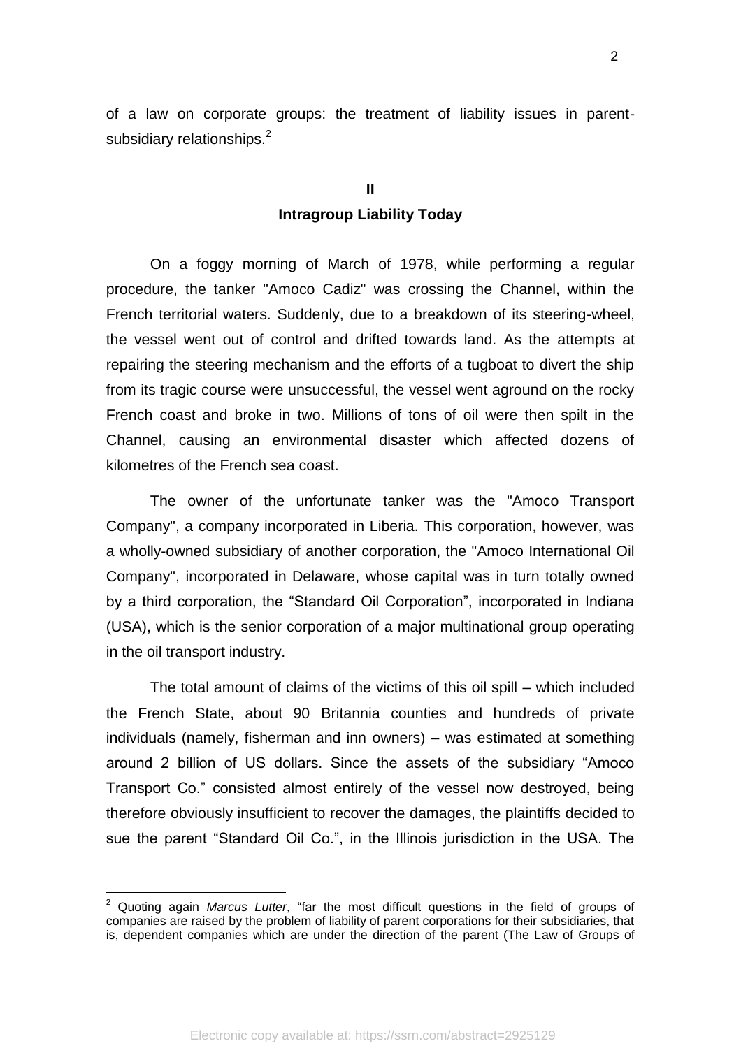of a law on corporate groups: the treatment of liability issues in parent-subsidiary relationships.[2]

## II
## Intragroup Liability Today

On a foggy morning of March of 1978, while performing a regular procedure, the tanker "Amoco Cadiz" was crossing the Channel, within the French territorial waters. Suddenly, due to a breakdown of its steering-wheel, the vessel went out of control and drifted towards land. As the attempts at repairing the steering mechanism and the efforts of a tugboat to divert the ship from its tragic course were unsuccessful, the vessel went aground on the rocky French coast and broke in two. Millions of tons of oil were then spilt in the Channel, causing an environmental disaster which affected dozens of kilometres of the French sea coast.

The owner of the unfortunate tanker was the "Amoco Transport Company", a company incorporated in Liberia. This corporation, however, was a wholly-owned subsidiary of another corporation, the "Amoco International Oil Company", incorporated in Delaware, whose capital was in turn totally owned by a third corporation, the "Standard Oil Corporation", incorporated in Indiana (USA), which is the senior corporation of a major multinational group operating in the oil transport industry.

The total amount of claims of the victims of this oil spill – which included the French State, about 90 Britannia counties and hundreds of private individuals (namely, fisherman and inn owners) – was estimated at something around 2 billion of US dollars. Since the assets of the subsidiary "Amoco Transport Co." consisted almost entirely of the vessel now destroyed, being therefore obviously insufficient to recover the damages, the plaintiffs decided to sue the parent "Standard Oil Co.", in the Illinois jurisdiction in the USA. The

---

[2] Quoting again *Marcus Lutter*, "far the most difficult questions in the field of groups of companies are raised by the problem of liability of parent corporations for their subsidiaries, that is, dependent companies which are under the direction of the parent (The Law of Groups of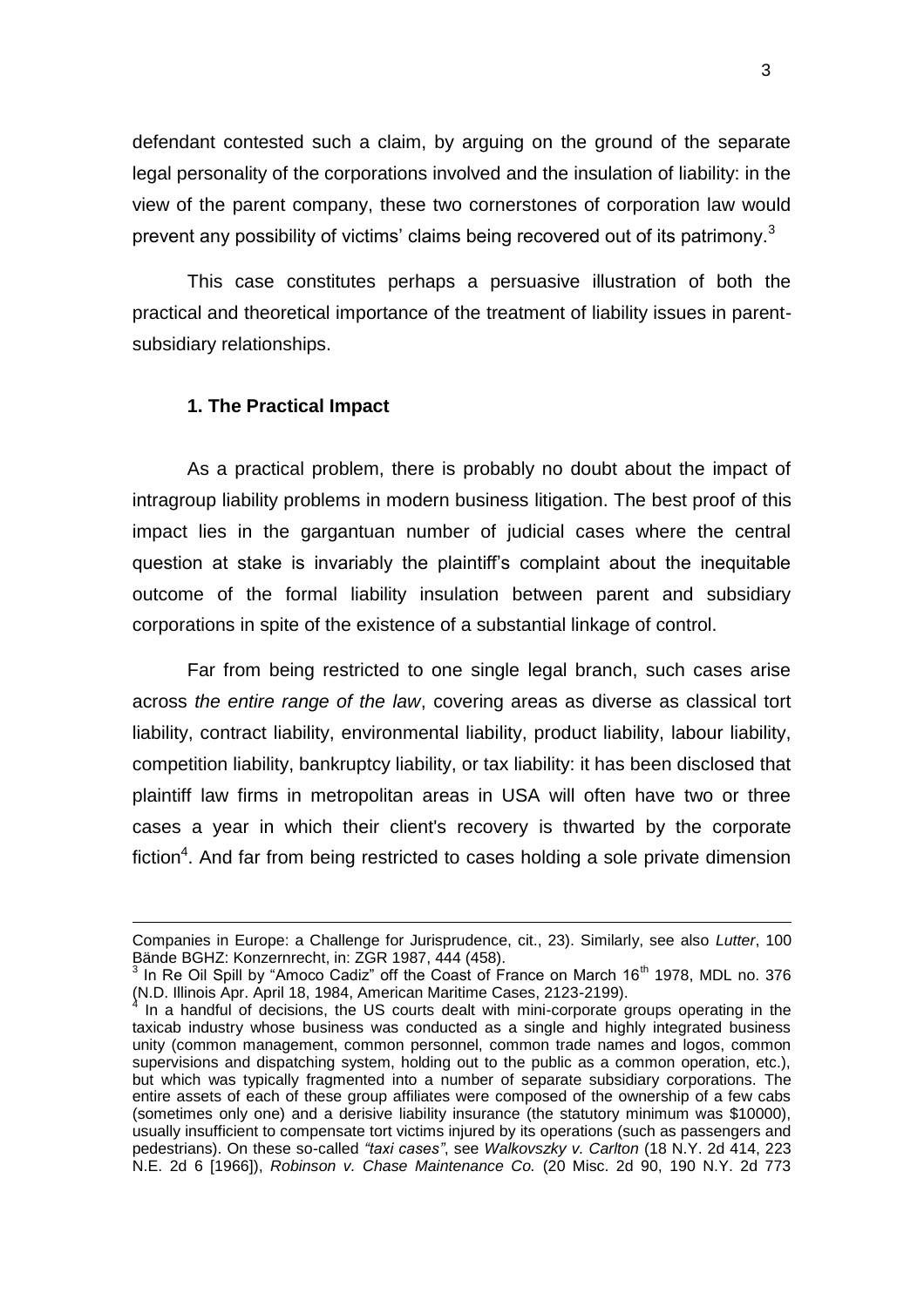defendant contested such a claim, by arguing on the ground of the separate legal personality of the corporations involved and the insulation of liability: in the view of the parent company, these two cornerstones of corporation law would prevent any possibility of victims' claims being recovered out of its patrimony.[3]

This case constitutes perhaps a persuasive illustration of both the practical and theoretical importance of the treatment of liability issues in parent-subsidiary relationships.

### 1. The Practical Impact

As a practical problem, there is probably no doubt about the impact of intragroup liability problems in modern business litigation. The best proof of this impact lies in the gargantuan number of judicial cases where the central question at stake is invariably the plaintiff's complaint about the inequitable outcome of the formal liability insulation between parent and subsidiary corporations in spite of the existence of a substantial linkage of control.

Far from being restricted to one single legal branch, such cases arise across *the entire range of the law*, covering areas as diverse as classical tort liability, contract liability, environmental liability, product liability, labour liability, competition liability, bankruptcy liability, or tax liability: it has been disclosed that plaintiff law firms in metropolitan areas in USA will often have two or three cases a year in which their client's recovery is thwarted by the corporate fiction[4]. And far from being restricted to cases holding a sole private dimension

---

Companies in Europe: a Challenge for Jurisprudence, cit., 23). Similarly, see also *Lutter*, 100 Bände BGHZ: Konzernrecht, in: ZGR 1987, 444 (458).

[3] In Re Oil Spill by "Amoco Cadiz" off the Coast of France on March 16th 1978, MDL no. 376 (N.D. Illinois Apr. April 18, 1984, American Maritime Cases, 2123-2199).

[4] In a handful of decisions, the US courts dealt with mini-corporate groups operating in the taxicab industry whose business was conducted as a single and highly integrated business unity (common management, common personnel, common trade names and logos, common supervisions and dispatching system, holding out to the public as a common operation, etc.), but which was typically fragmented into a number of separate subsidiary corporations. The entire assets of each of these group affiliates were composed of the ownership of a few cabs (sometimes only one) and a derisive liability insurance (the statutory minimum was $10000), usually insufficient to compensate tort victims injured by its operations (such as passengers and pedestrians). On these so-called *"taxi cases"*, see *Walkovszky v. Carlton* (18 N.Y. 2d 414, 223 N.E. 2d 6 [1966]), *Robinson v. Chase Maintenance Co.* (20 Misc. 2d 90, 190 N.Y. 2d 773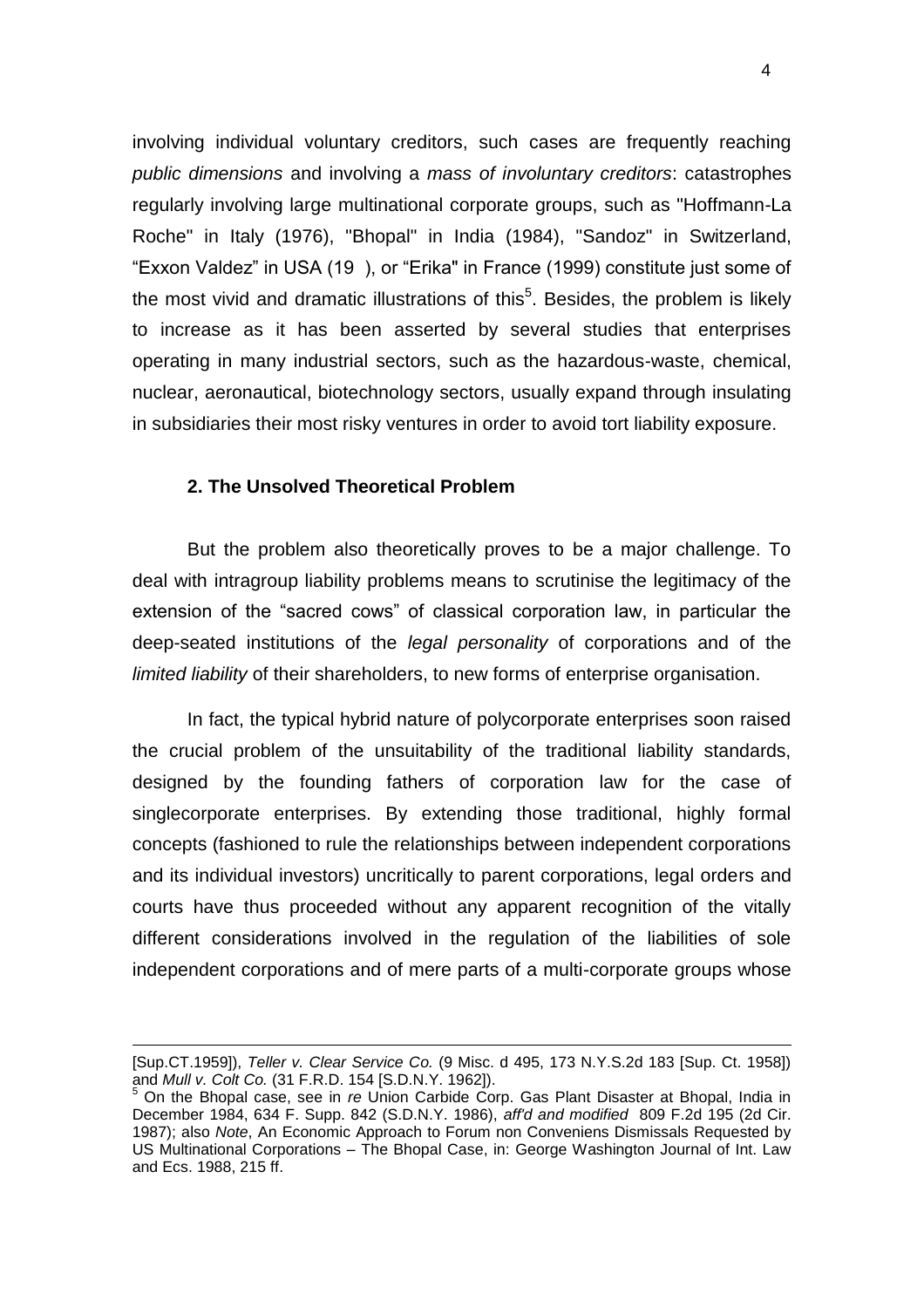involving individual voluntary creditors, such cases are frequently reaching *public dimensions* and involving a *mass of involuntary creditors*: catastrophes regularly involving large multinational corporate groups, such as "Hoffmann-La Roche" in Italy (1976), "Bhopal" in India (1984), "Sandoz" in Switzerland, "Exxon Valdez" in USA (19 ), or "Erika" in France (1999) constitute just some of the most vivid and dramatic illustrations of this[5]. Besides, the problem is likely to increase as it has been asserted by several studies that enterprises operating in many industrial sectors, such as the hazardous-waste, chemical, nuclear, aeronautical, biotechnology sectors, usually expand through insulating in subsidiaries their most risky ventures in order to avoid tort liability exposure.

## 2. The Unsolved Theoretical Problem

But the problem also theoretically proves to be a major challenge. To deal with intragroup liability problems means to scrutinise the legitimacy of the extension of the "sacred cows" of classical corporation law, in particular the deep-seated institutions of the *legal personality* of corporations and of the *limited liability* of their shareholders, to new forms of enterprise organisation.

In fact, the typical hybrid nature of polycorporate enterprises soon raised the crucial problem of the unsuitability of the traditional liability standards, designed by the founding fathers of corporation law for the case of singlecorporate enterprises. By extending those traditional, highly formal concepts (fashioned to rule the relationships between independent corporations and its individual investors) uncritically to parent corporations, legal orders and courts have thus proceeded without any apparent recognition of the vitally different considerations involved in the regulation of the liabilities of sole independent corporations and of mere parts of a multi-corporate groups whose

---

[Sup.CT.1959]), *Teller v. Clear Service Co.* (9 Misc. d 495, 173 N.Y.S.2d 183 [Sup. Ct. 1958]) and *Mull v. Colt Co.* (31 F.R.D. 154 [S.D.N.Y. 1962]).

[5] On the Bhopal case, see in *re* Union Carbide Corp. Gas Plant Disaster at Bhopal, India in December 1984, 634 F. Supp. 842 (S.D.N.Y. 1986), *aff'd and modified* 809 F.2d 195 (2d Cir. 1987); also *Note*, An Economic Approach to Forum non Conveniens Dismissals Requested by US Multinational Corporations – The Bhopal Case, in: George Washington Journal of Int. Law and Ecs. 1988, 215 ff.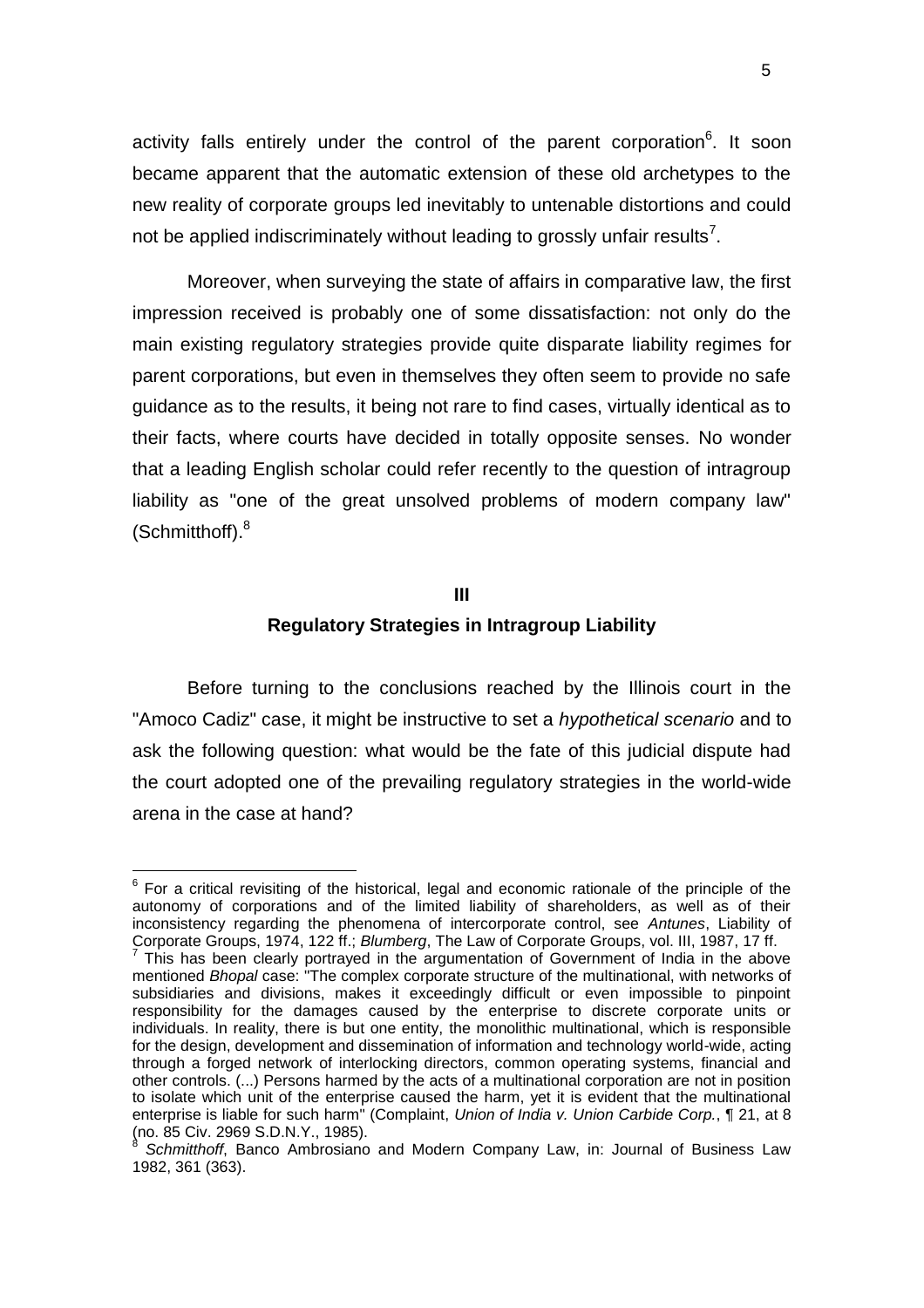activity falls entirely under the control of the parent corporation[6]. It soon became apparent that the automatic extension of these old archetypes to the new reality of corporate groups led inevitably to untenable distortions and could not be applied indiscriminately without leading to grossly unfair results[7].

Moreover, when surveying the state of affairs in comparative law, the first impression received is probably one of some dissatisfaction: not only do the main existing regulatory strategies provide quite disparate liability regimes for parent corporations, but even in themselves they often seem to provide no safe guidance as to the results, it being not rare to find cases, virtually identical as to their facts, where courts have decided in totally opposite senses. No wonder that a leading English scholar could refer recently to the question of intragroup liability as "one of the great unsolved problems of modern company law" (Schmitthoff).[8]

## III
## Regulatory Strategies in Intragroup Liability

Before turning to the conclusions reached by the Illinois court in the "Amoco Cadiz" case, it might be instructive to set a *hypothetical scenario* and to ask the following question: what would be the fate of this judicial dispute had the court adopted one of the prevailing regulatory strategies in the world-wide arena in the case at hand?

---

[6] For a critical revisiting of the historical, legal and economic rationale of the principle of the autonomy of corporations and of the limited liability of shareholders, as well as of their inconsistency regarding the phenomena of intercorporate control, see *Antunes*, Liability of Corporate Groups, 1974, 122 ff.; *Blumberg*, The Law of Corporate Groups, vol. III, 1987, 17 ff.

[7] This has been clearly portrayed in the argumentation of Government of India in the above mentioned *Bhopal* case: "The complex corporate structure of the multinational, with networks of subsidiaries and divisions, makes it exceedingly difficult or even impossible to pinpoint responsibility for the damages caused by the enterprise to discrete corporate units or individuals. In reality, there is but one entity, the monolithic multinational, which is responsible for the design, development and dissemination of information and technology world-wide, acting through a forged network of interlocking directors, common operating systems, financial and other controls. (...) Persons harmed by the acts of a multinational corporation are not in position to isolate which unit of the enterprise caused the harm, yet it is evident that the multinational enterprise is liable for such harm" (Complaint, *Union of India v. Union Carbide Corp.*, ¶ 21, at 8 (no. 85 Civ. 2969 S.D.N.Y., 1985).

[8] *Schmitthoff*, Banco Ambrosiano and Modern Company Law, in: Journal of Business Law 1982, 361 (363).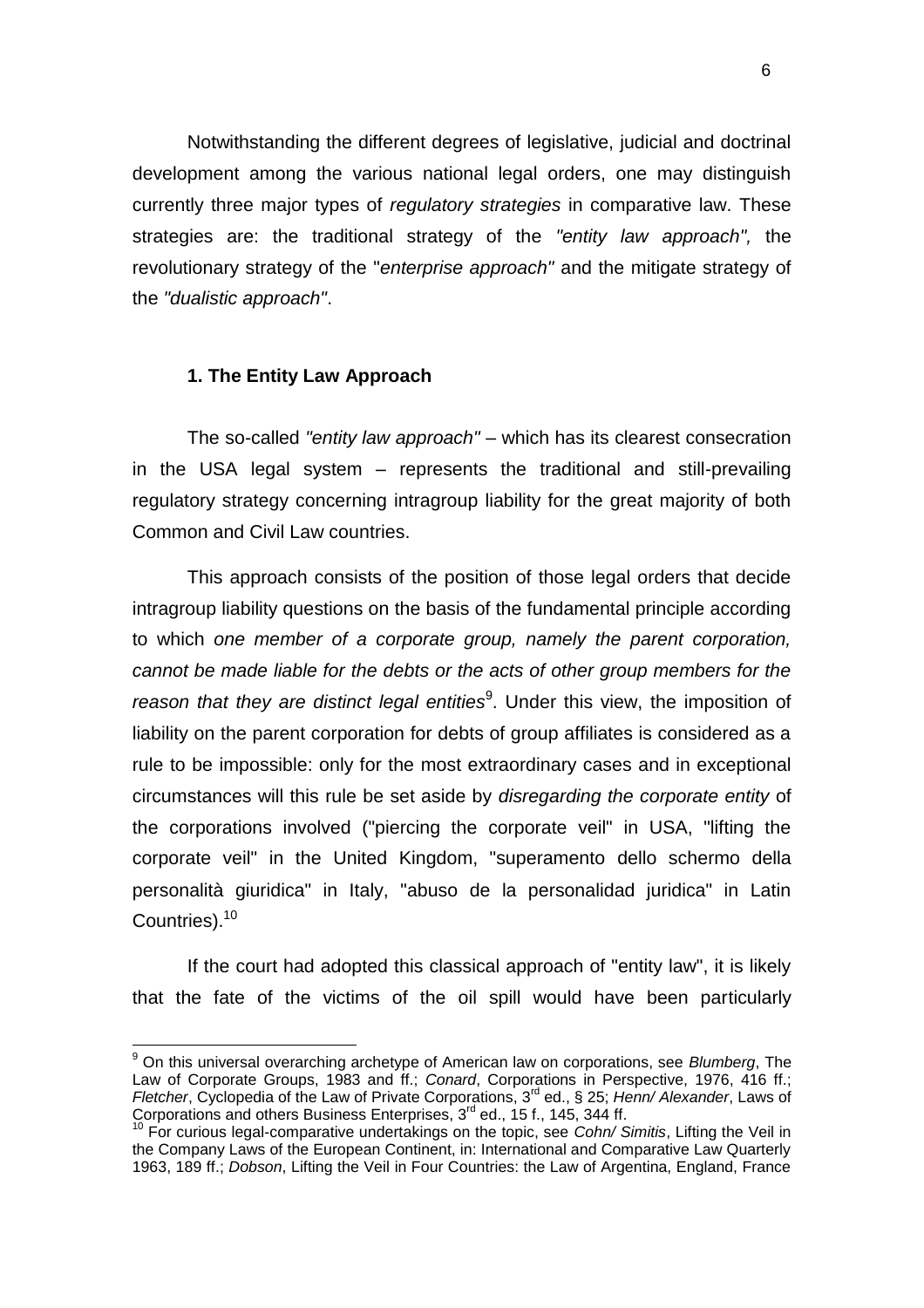Notwithstanding the different degrees of legislative, judicial and doctrinal development among the various national legal orders, one may distinguish currently three major types of *regulatory strategies* in comparative law. These strategies are: the traditional strategy of the *"entity law approach",* the revolutionary strategy of the "*enterprise approach"* and the mitigate strategy of the *"dualistic approach"*.

### 1. The Entity Law Approach

The so-called *"entity law approach"* – which has its clearest consecration in the USA legal system – represents the traditional and still-prevailing regulatory strategy concerning intragroup liability for the great majority of both Common and Civil Law countries.

This approach consists of the position of those legal orders that decide intragroup liability questions on the basis of the fundamental principle according to which *one member of a corporate group, namely the parent corporation, cannot be made liable for the debts or the acts of other group members for the reason that they are distinct legal entities*[9]. Under this view, the imposition of liability on the parent corporation for debts of group affiliates is considered as a rule to be impossible: only for the most extraordinary cases and in exceptional circumstances will this rule be set aside by *disregarding the corporate entity* of the corporations involved ("piercing the corporate veil" in USA, "lifting the corporate veil" in the United Kingdom, "superamento dello schermo della personalità giuridica" in Italy, "abuso de la personalidad juridica" in Latin Countries).[10]

If the court had adopted this classical approach of "entity law", it is likely that the fate of the victims of the oil spill would have been particularly

---

[9] On this universal overarching archetype of American law on corporations, see *Blumberg*, The Law of Corporate Groups, 1983 and ff.; *Conard*, Corporations in Perspective, 1976, 416 ff.; *Fletcher*, Cyclopedia of the Law of Private Corporations, 3rd ed., § 25; *Henn/ Alexander*, Laws of Corporations and others Business Enterprises, 3rd ed., 15 f., 145, 344 ff.

[10] For curious legal-comparative undertakings on the topic, see *Cohn/ Simitis*, Lifting the Veil in the Company Laws of the European Continent, in: International and Comparative Law Quarterly 1963, 189 ff.; *Dobson*, Lifting the Veil in Four Countries: the Law of Argentina, England, France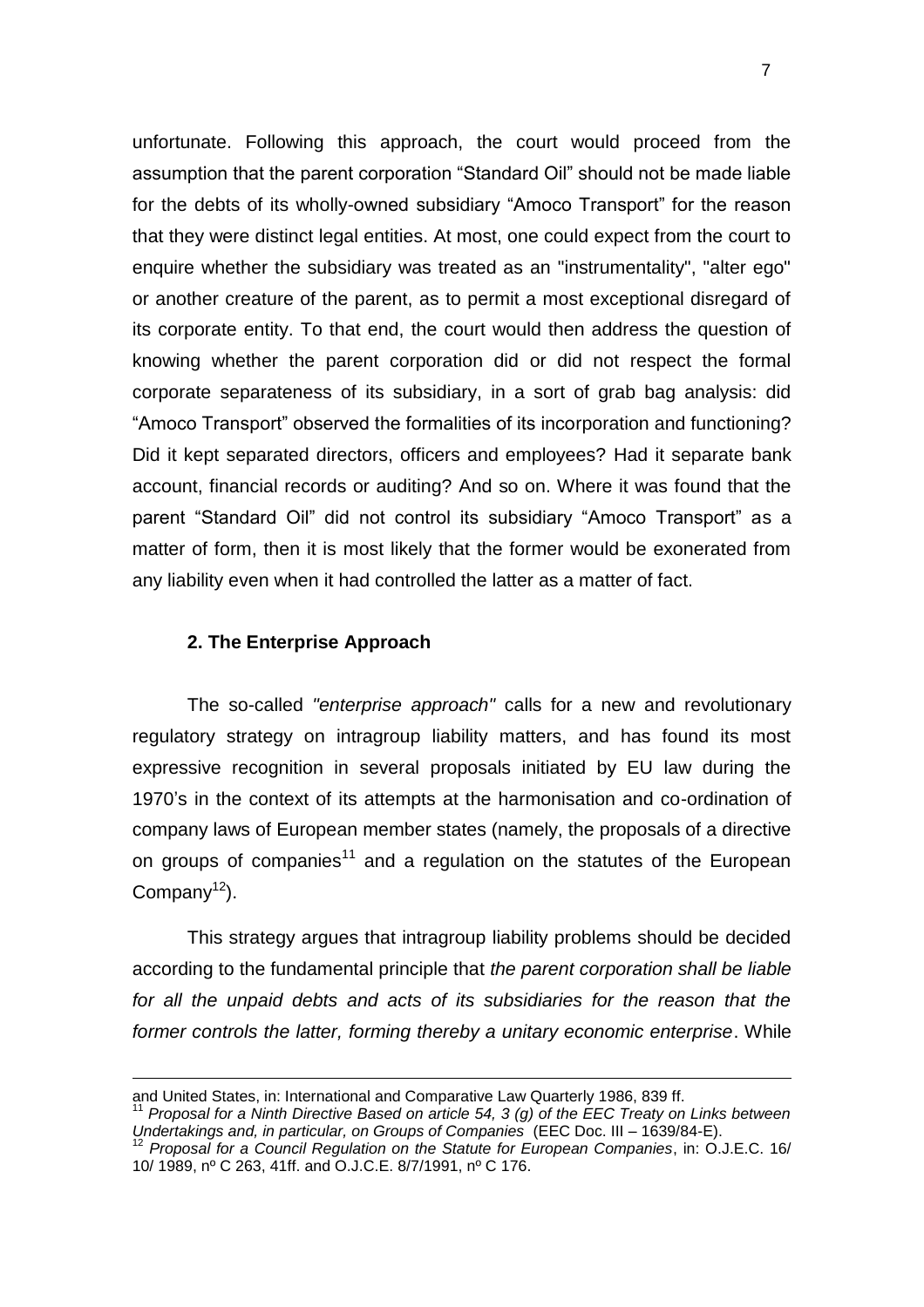unfortunate. Following this approach, the court would proceed from the assumption that the parent corporation "Standard Oil" should not be made liable for the debts of its wholly-owned subsidiary "Amoco Transport" for the reason that they were distinct legal entities. At most, one could expect from the court to enquire whether the subsidiary was treated as an "instrumentality", "alter ego" or another creature of the parent, as to permit a most exceptional disregard of its corporate entity. To that end, the court would then address the question of knowing whether the parent corporation did or did not respect the formal corporate separateness of its subsidiary, in a sort of grab bag analysis: did "Amoco Transport" observed the formalities of its incorporation and functioning? Did it kept separated directors, officers and employees? Had it separate bank account, financial records or auditing? And so on. Where it was found that the parent "Standard Oil" did not control its subsidiary "Amoco Transport" as a matter of form, then it is most likely that the former would be exonerated from any liability even when it had controlled the latter as a matter of fact.

### 2. The Enterprise Approach

The so-called *"enterprise approach"* calls for a new and revolutionary regulatory strategy on intragroup liability matters, and has found its most expressive recognition in several proposals initiated by EU law during the 1970's in the context of its attempts at the harmonisation and co-ordination of company laws of European member states (namely, the proposals of a directive on groups of companies[11] and a regulation on the statutes of the European Company[12]).

This strategy argues that intragroup liability problems should be decided according to the fundamental principle that *the parent corporation shall be liable for all the unpaid debts and acts of its subsidiaries for the reason that the former controls the latter, forming thereby a unitary economic enterprise*. While

and United States, in: International and Comparative Law Quarterly 1986, 839 ff.

[11] *Proposal for a Ninth Directive Based on article 54, 3 (g) of the EEC Treaty on Links between Undertakings and, in particular, on Groups of Companies* (EEC Doc. III – 1639/84-E).

[12] *Proposal for a Council Regulation on the Statute for European Companies*, in: O.J.E.C. 16/ 10/ 1989, nº C 263, 41ff. and O.J.C.E. 8/7/1991, nº C 176.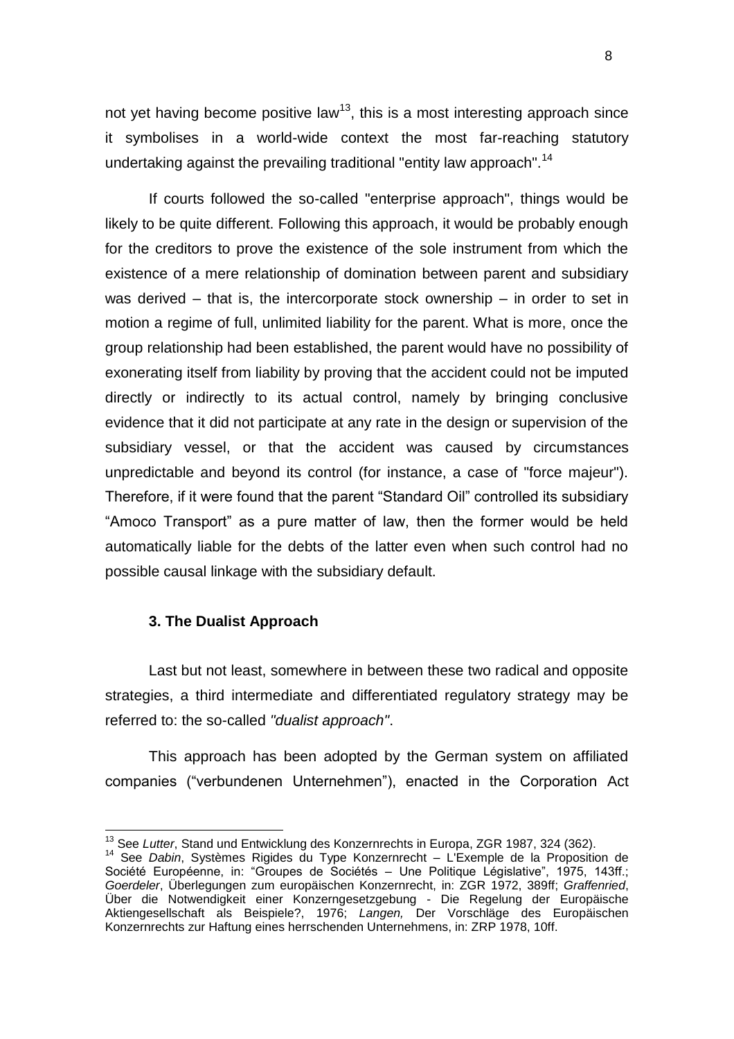not yet having become positive law[13], this is a most interesting approach since it symbolises in a world-wide context the most far-reaching statutory undertaking against the prevailing traditional "entity law approach".[14]

If courts followed the so-called "enterprise approach", things would be likely to be quite different. Following this approach, it would be probably enough for the creditors to prove the existence of the sole instrument from which the existence of a mere relationship of domination between parent and subsidiary was derived – that is, the intercorporate stock ownership – in order to set in motion a regime of full, unlimited liability for the parent. What is more, once the group relationship had been established, the parent would have no possibility of exonerating itself from liability by proving that the accident could not be imputed directly or indirectly to its actual control, namely by bringing conclusive evidence that it did not participate at any rate in the design or supervision of the subsidiary vessel, or that the accident was caused by circumstances unpredictable and beyond its control (for instance, a case of "force majeur"). Therefore, if it were found that the parent "Standard Oil" controlled its subsidiary "Amoco Transport" as a pure matter of law, then the former would be held automatically liable for the debts of the latter even when such control had no possible causal linkage with the subsidiary default.

### 3. The Dualist Approach

Last but not least, somewhere in between these two radical and opposite strategies, a third intermediate and differentiated regulatory strategy may be referred to: the so-called *"dualist approach"*.

This approach has been adopted by the German system on affiliated companies ("verbundenen Unternehmen"), enacted in the Corporation Act

---

[13] See *Lutter*, Stand und Entwicklung des Konzernrechts in Europa, ZGR 1987, 324 (362).

[14] See *Dabin*, Systèmes Rigides du Type Konzernrecht – L'Exemple de la Proposition de Société Européenne, in: "Groupes de Sociétés – Une Politique Législative", 1975, 143ff.; *Goerdeler*, Überlegungen zum europäischen Konzernrecht, in: ZGR 1972, 389ff; *Graffenried*, Über die Notwendigkeit einer Konzerngesetzgebung - Die Regelung der Europäische Aktiengesellschaft als Beispiele?, 1976; *Langen,* Der Vorschläge des Europäischen Konzernrechts zur Haftung eines herrschenden Unternehmens, in: ZRP 1978, 10ff.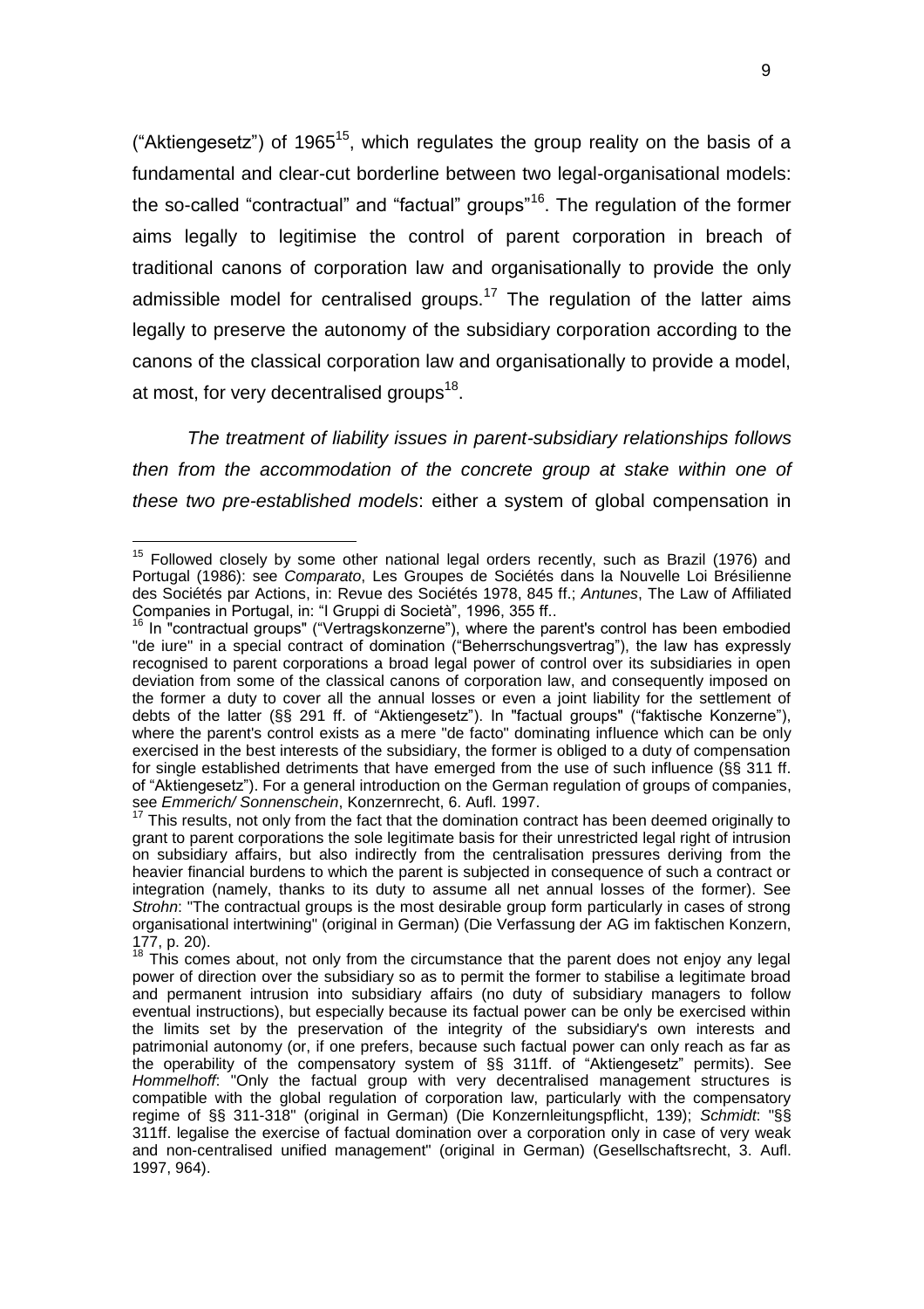("Aktiengesetz") of 1965[15], which regulates the group reality on the basis of a fundamental and clear-cut borderline between two legal-organisational models: the so-called "contractual" and "factual" groups"[16]. The regulation of the former aims legally to legitimise the control of parent corporation in breach of traditional canons of corporation law and organisationally to provide the only admissible model for centralised groups.[17] The regulation of the latter aims legally to preserve the autonomy of the subsidiary corporation according to the canons of the classical corporation law and organisationally to provide a model, at most, for very decentralised groups[18].

*The treatment of liability issues in parent-subsidiary relationships follows then from the accommodation of the concrete group at stake within one of these two pre-established models*: either a system of global compensation in

---

[15] Followed closely by some other national legal orders recently, such as Brazil (1976) and Portugal (1986): see *Comparato*, Les Groupes de Sociétés dans la Nouvelle Loi Brésilienne des Sociétés par Actions, in: Revue des Sociétés 1978, 845 ff.; *Antunes*, The Law of Affiliated Companies in Portugal, in: "I Gruppi di Società", 1996, 355 ff..

[16] In "contractual groups" ("Vertragskonzerne"), where the parent's control has been embodied "de iure" in a special contract of domination ("Beherrschungsvertrag"), the law has expressly recognised to parent corporations a broad legal power of control over its subsidiaries in open deviation from some of the classical canons of corporation law, and consequently imposed on the former a duty to cover all the annual losses or even a joint liability for the settlement of debts of the latter (§§ 291 ff. of "Aktiengesetz"). In "factual groups" ("faktische Konzerne"), where the parent's control exists as a mere "de facto" dominating influence which can be only exercised in the best interests of the subsidiary, the former is obliged to a duty of compensation for single established detriments that have emerged from the use of such influence (§§ 311 ff. of "Aktiengesetz"). For a general introduction on the German regulation of groups of companies, see *Emmerich/ Sonnenschein*, Konzernrecht, 6. Aufl. 1997.

[17] This results, not only from the fact that the domination contract has been deemed originally to grant to parent corporations the sole legitimate basis for their unrestricted legal right of intrusion on subsidiary affairs, but also indirectly from the centralisation pressures deriving from the heavier financial burdens to which the parent is subjected in consequence of such a contract or integration (namely, thanks to its duty to assume all net annual losses of the former). See *Strohn*: "The contractual groups is the most desirable group form particularly in cases of strong organisational intertwining" (original in German) (Die Verfassung der AG im faktischen Konzern, 177, p. 20).

[18] This comes about, not only from the circumstance that the parent does not enjoy any legal power of direction over the subsidiary so as to permit the former to stabilise a legitimate broad and permanent intrusion into subsidiary affairs (no duty of subsidiary managers to follow eventual instructions), but especially because its factual power can be only be exercised within the limits set by the preservation of the integrity of the subsidiary's own interests and patrimonial autonomy (or, if one prefers, because such factual power can only reach as far as the operability of the compensatory system of §§ 311ff. of "Aktiengesetz" permits). See *Hommelhoff*: "Only the factual group with very decentralised management structures is compatible with the global regulation of corporation law, particularly with the compensatory regime of §§ 311-318" (original in German) (Die Konzernleitungspflicht, 139); *Schmidt*: "§§ 311ff. legalise the exercise of factual domination over a corporation only in case of very weak and non-centralised unified management" (original in German) (Gesellschaftsrecht, 3. Aufl. 1997, 964).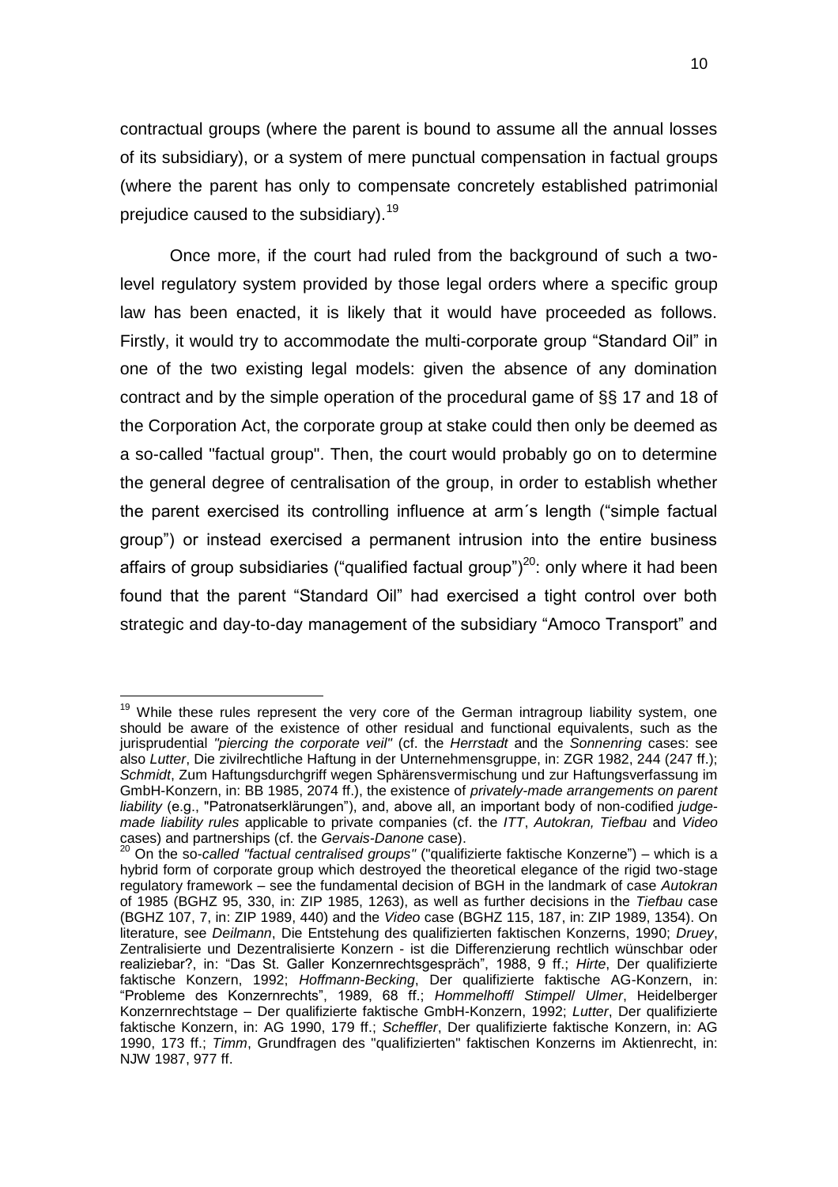contractual groups (where the parent is bound to assume all the annual losses of its subsidiary), or a system of mere punctual compensation in factual groups (where the parent has only to compensate concretely established patrimonial prejudice caused to the subsidiary).[19]

Once more, if the court had ruled from the background of such a two-level regulatory system provided by those legal orders where a specific group law has been enacted, it is likely that it would have proceeded as follows. Firstly, it would try to accommodate the multi-corporate group "Standard Oil" in one of the two existing legal models: given the absence of any domination contract and by the simple operation of the procedural game of §§ 17 and 18 of the Corporation Act, the corporate group at stake could then only be deemed as a so-called "factual group". Then, the court would probably go on to determine the general degree of centralisation of the group, in order to establish whether the parent exercised its controlling influence at arm´s length ("simple factual group") or instead exercised a permanent intrusion into the entire business affairs of group subsidiaries ("qualified factual group")[20]: only where it had been found that the parent "Standard Oil" had exercised a tight control over both strategic and day-to-day management of the subsidiary "Amoco Transport" and

---

[19] While these rules represent the very core of the German intragroup liability system, one should be aware of the existence of other residual and functional equivalents, such as the jurisprudential *"piercing the corporate veil"* (cf. the *Herrstadt* and the *Sonnenring* cases: see also *Lutter*, Die zivilrechtliche Haftung in der Unternehmensgruppe, in: ZGR 1982, 244 (247 ff.); *Schmidt*, Zum Haftungsdurchgriff wegen Sphärensvermischung und zur Haftungsverfassung im GmbH-Konzern, in: BB 1985, 2074 ff.), the existence of *privately-made arrangements on parent liability* (e.g., "Patronatserklärungen"), and, above all, an important body of non-codified *judge-made liability rules* applicable to private companies (cf. the *ITT*, *Autokran, Tiefbau* and *Video* cases) and partnerships (cf. the *Gervais-Danone* case).

[20] On the so-*called "factual centralised groups"* ("qualifizierte faktische Konzerne") – which is a hybrid form of corporate group which destroyed the theoretical elegance of the rigid two-stage regulatory framework – see the fundamental decision of BGH in the landmark of case *Autokran* of 1985 (BGHZ 95, 330, in: ZIP 1985, 1263), as well as further decisions in the *Tiefbau* case (BGHZ 107, 7, in: ZIP 1989, 440) and the *Video* case (BGHZ 115, 187, in: ZIP 1989, 1354). On literature, see *Deilmann*, Die Entstehung des qualifizierten faktischen Konzerns, 1990; *Druey*, Zentralisierte und Dezentralisierte Konzern - ist die Differenzierung rechtlich wünschbar oder realiziebar?, in: "Das St. Galler Konzernrechtsgespräch", 1988, 9 ff.; *Hirte*, Der qualifizierte faktische Konzern, 1992; *Hoffmann-Becking*, Der qualifizierte faktische AG-Konzern, in: "Probleme des Konzernrechts", 1989, 68 ff.; *Hommelhoff/ Stimpel/ Ulmer*, Heidelberger Konzernrechtstage – Der qualifizierte faktische GmbH-Konzern, 1992; *Lutter*, Der qualifizierte faktische Konzern, in: AG 1990, 179 ff.; *Scheffler*, Der qualifizierte faktische Konzern, in: AG 1990, 173 ff.; *Timm*, Grundfragen des "qualifizierten" faktischen Konzerns im Aktienrecht, in: NJW 1987, 977 ff.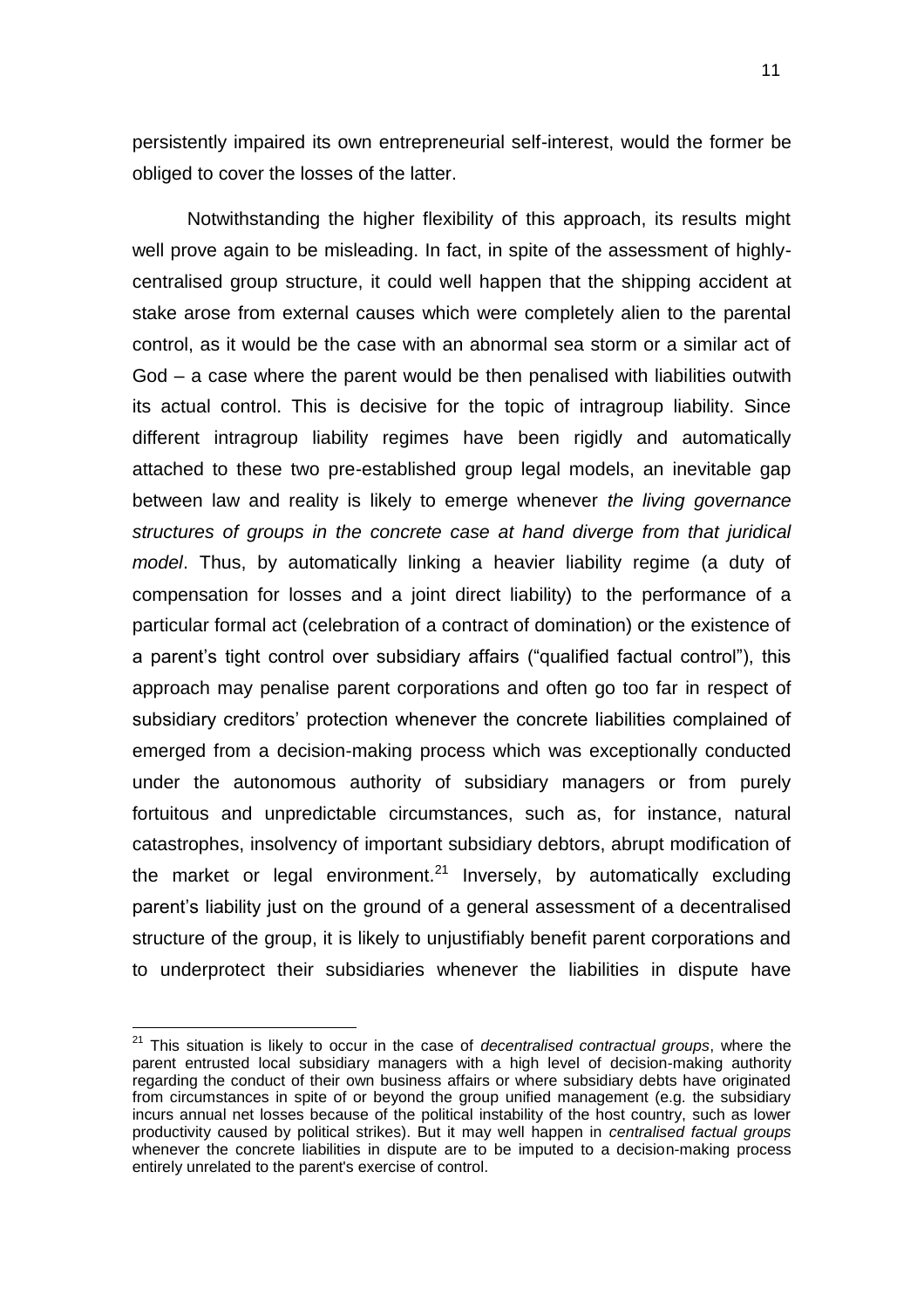persistently impaired its own entrepreneurial self-interest, would the former be obliged to cover the losses of the latter.

Notwithstanding the higher flexibility of this approach, its results might well prove again to be misleading. In fact, in spite of the assessment of highly-centralised group structure, it could well happen that the shipping accident at stake arose from external causes which were completely alien to the parental control, as it would be the case with an abnormal sea storm or a similar act of God – a case where the parent would be then penalised with liabilities outwith its actual control. This is decisive for the topic of intragroup liability. Since different intragroup liability regimes have been rigidly and automatically attached to these two pre-established group legal models, an inevitable gap between law and reality is likely to emerge whenever *the living governance structures of groups in the concrete case at hand diverge from that juridical model*. Thus, by automatically linking a heavier liability regime (a duty of compensation for losses and a joint direct liability) to the performance of a particular formal act (celebration of a contract of domination) or the existence of a parent's tight control over subsidiary affairs ("qualified factual control"), this approach may penalise parent corporations and often go too far in respect of subsidiary creditors' protection whenever the concrete liabilities complained of emerged from a decision-making process which was exceptionally conducted under the autonomous authority of subsidiary managers or from purely fortuitous and unpredictable circumstances, such as, for instance, natural catastrophes, insolvency of important subsidiary debtors, abrupt modification of the market or legal environment.[21] Inversely, by automatically excluding parent's liability just on the ground of a general assessment of a decentralised structure of the group, it is likely to unjustifiably benefit parent corporations and to underprotect their subsidiaries whenever the liabilities in dispute have

---

[21] This situation is likely to occur in the case of *decentralised contractual groups*, where the parent entrusted local subsidiary managers with a high level of decision-making authority regarding the conduct of their own business affairs or where subsidiary debts have originated from circumstances in spite of or beyond the group unified management (e.g. the subsidiary incurs annual net losses because of the political instability of the host country, such as lower productivity caused by political strikes). But it may well happen in *centralised factual groups* whenever the concrete liabilities in dispute are to be imputed to a decision-making process entirely unrelated to the parent's exercise of control.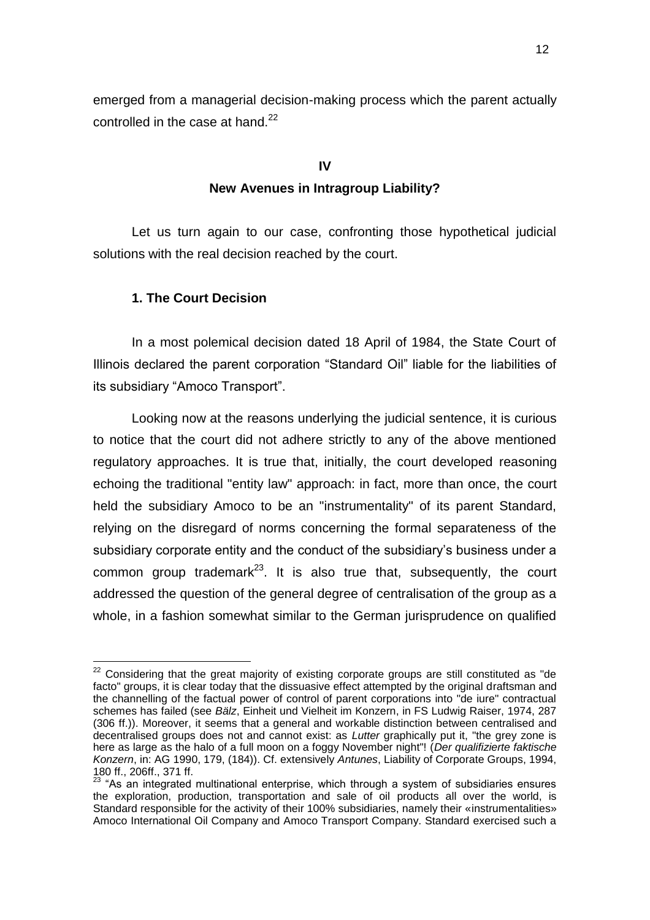emerged from a managerial decision-making process which the parent actually controlled in the case at hand.[22]

## IV

## New Avenues in Intragroup Liability?

Let us turn again to our case, confronting those hypothetical judicial solutions with the real decision reached by the court.

### 1. The Court Decision

In a most polemical decision dated 18 April of 1984, the State Court of Illinois declared the parent corporation "Standard Oil" liable for the liabilities of its subsidiary "Amoco Transport".

Looking now at the reasons underlying the judicial sentence, it is curious to notice that the court did not adhere strictly to any of the above mentioned regulatory approaches. It is true that, initially, the court developed reasoning echoing the traditional "entity law" approach: in fact, more than once, the court held the subsidiary Amoco to be an "instrumentality" of its parent Standard, relying on the disregard of norms concerning the formal separateness of the subsidiary corporate entity and the conduct of the subsidiary's business under a common group trademark[23]. It is also true that, subsequently, the court addressed the question of the general degree of centralisation of the group as a whole, in a fashion somewhat similar to the German jurisprudence on qualified

---

[22] Considering that the great majority of existing corporate groups are still constituted as "de facto" groups, it is clear today that the dissuasive effect attempted by the original draftsman and the channelling of the factual power of control of parent corporations into "de iure" contractual schemes has failed (see *Bälz*, Einheit und Vielheit im Konzern, in FS Ludwig Raiser, 1974, 287 (306 ff.)). Moreover, it seems that a general and workable distinction between centralised and decentralised groups does not and cannot exist: as *Lutter* graphically put it, "the grey zone is here as large as the halo of a full moon on a foggy November night"! (*Der qualifizierte faktische Konzern*, in: AG 1990, 179, (184)). Cf. extensively *Antunes*, Liability of Corporate Groups, 1994, 180 ff., 206ff., 371 ff.

[23] "As an integrated multinational enterprise, which through a system of subsidiaries ensures the exploration, production, transportation and sale of oil products all over the world, is Standard responsible for the activity of their 100% subsidiaries, namely their «instrumentalities» Amoco International Oil Company and Amoco Transport Company. Standard exercised such a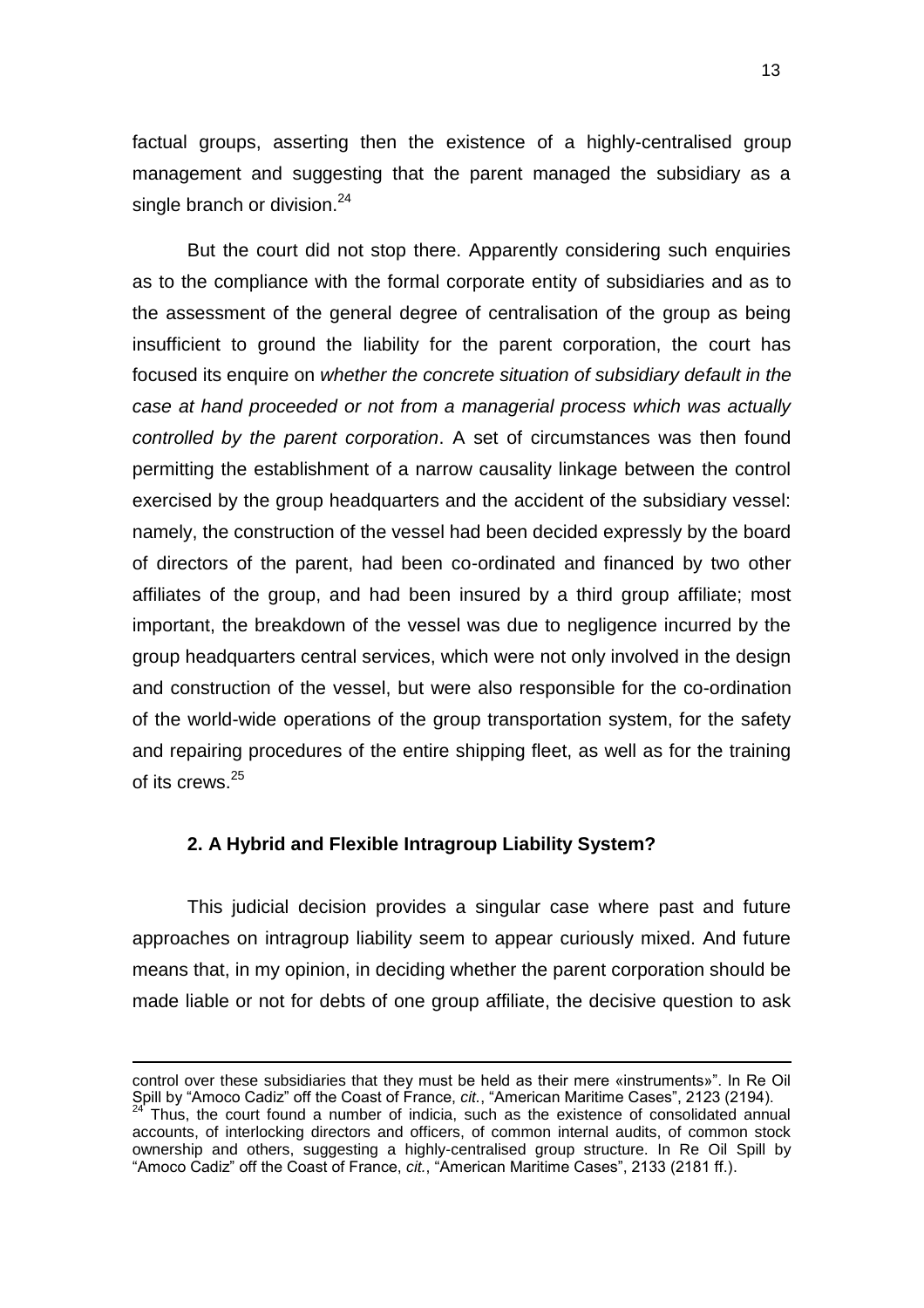factual groups, asserting then the existence of a highly-centralised group management and suggesting that the parent managed the subsidiary as a single branch or division.[24]

But the court did not stop there. Apparently considering such enquiries as to the compliance with the formal corporate entity of subsidiaries and as to the assessment of the general degree of centralisation of the group as being insufficient to ground the liability for the parent corporation, the court has focused its enquire on *whether the concrete situation of subsidiary default in the case at hand proceeded or not from a managerial process which was actually controlled by the parent corporation*. A set of circumstances was then found permitting the establishment of a narrow causality linkage between the control exercised by the group headquarters and the accident of the subsidiary vessel: namely, the construction of the vessel had been decided expressly by the board of directors of the parent, had been co-ordinated and financed by two other affiliates of the group, and had been insured by a third group affiliate; most important, the breakdown of the vessel was due to negligence incurred by the group headquarters central services, which were not only involved in the design and construction of the vessel, but were also responsible for the co-ordination of the world-wide operations of the group transportation system, for the safety and repairing procedures of the entire shipping fleet, as well as for the training of its crews.[25]

### 2. A Hybrid and Flexible Intragroup Liability System?

This judicial decision provides a singular case where past and future approaches on intragroup liability seem to appear curiously mixed. And future means that, in my opinion, in deciding whether the parent corporation should be made liable or not for debts of one group affiliate, the decisive question to ask

---

control over these subsidiaries that they must be held as their mere «instruments»". In Re Oil Spill by "Amoco Cadiz" off the Coast of France, *cit.*, "American Maritime Cases", 2123 (2194).

[24] Thus, the court found a number of indicia, such as the existence of consolidated annual accounts, of interlocking directors and officers, of common internal audits, of common stock ownership and others, suggesting a highly-centralised group structure. In Re Oil Spill by "Amoco Cadiz" off the Coast of France, *cit.*, "American Maritime Cases", 2133 (2181 ff.).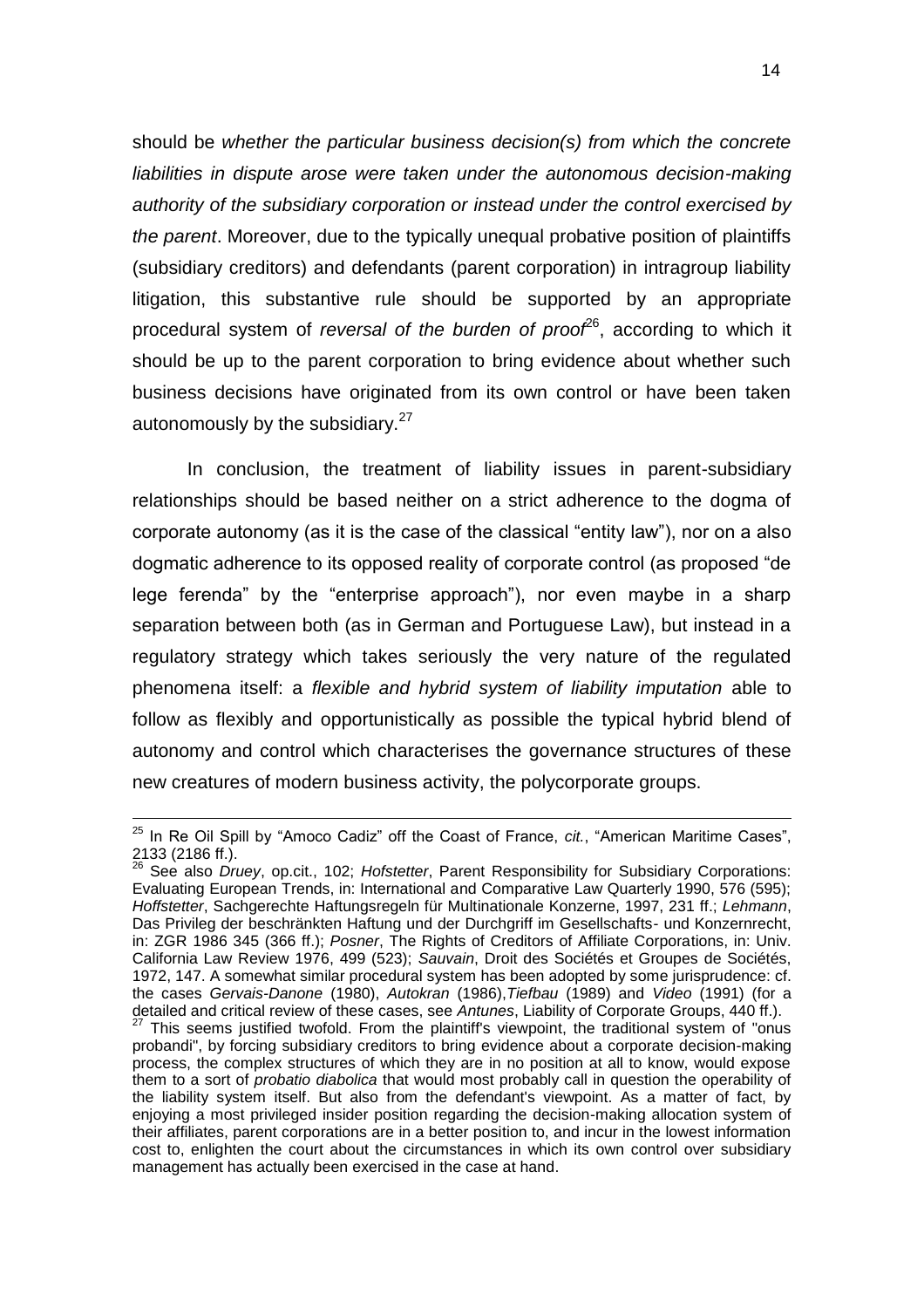should be *whether the particular business decision(s) from which the concrete liabilities in dispute arose were taken under the autonomous decision-making authority of the subsidiary corporation or instead under the control exercised by the parent*. Moreover, due to the typically unequal probative position of plaintiffs (subsidiary creditors) and defendants (parent corporation) in intragroup liability litigation, this substantive rule should be supported by an appropriate procedural system of *reversal of the burden of proof*[26], according to which it should be up to the parent corporation to bring evidence about whether such business decisions have originated from its own control or have been taken autonomously by the subsidiary.[27]

In conclusion, the treatment of liability issues in parent-subsidiary relationships should be based neither on a strict adherence to the dogma of corporate autonomy (as it is the case of the classical "entity law"), nor on a also dogmatic adherence to its opposed reality of corporate control (as proposed "de lege ferenda" by the "enterprise approach"), nor even maybe in a sharp separation between both (as in German and Portuguese Law), but instead in a regulatory strategy which takes seriously the very nature of the regulated phenomena itself: a *flexible and hybrid system of liability imputation* able to follow as flexibly and opportunistically as possible the typical hybrid blend of autonomy and control which characterises the governance structures of these new creatures of modern business activity, the polycorporate groups.

---

[25] In Re Oil Spill by "Amoco Cadiz" off the Coast of France, *cit.*, "American Maritime Cases", 2133 (2186 ff.).

[26] See also *Druey*, op.cit., 102; *Hofstetter*, Parent Responsibility for Subsidiary Corporations: Evaluating European Trends, in: International and Comparative Law Quarterly 1990, 576 (595); *Hoffstetter*, Sachgerechte Haftungsregeln für Multinationale Konzerne, 1997, 231 ff.; *Lehmann*, Das Privileg der beschränkten Haftung und der Durchgriff im Gesellschafts- und Konzernrecht, in: ZGR 1986 345 (366 ff.); *Posner*, The Rights of Creditors of Affiliate Corporations, in: Univ. California Law Review 1976, 499 (523); *Sauvain*, Droit des Sociétés et Groupes de Sociétés, 1972, 147. A somewhat similar procedural system has been adopted by some jurisprudence: cf. the cases *Gervais-Danone* (1980), *Autokran* (1986),*Tiefbau* (1989) and *Video* (1991) (for a detailed and critical review of these cases, see *Antunes*, Liability of Corporate Groups, 440 ff.).

[27] This seems justified twofold. From the plaintiff's viewpoint, the traditional system of "onus probandi", by forcing subsidiary creditors to bring evidence about a corporate decision-making process, the complex structures of which they are in no position at all to know, would expose them to a sort of *probatio diabolica* that would most probably call in question the operability of the liability system itself. But also from the defendant's viewpoint. As a matter of fact, by enjoying a most privileged insider position regarding the decision-making allocation system of their affiliates, parent corporations are in a better position to, and incur in the lowest information cost to, enlighten the court about the circumstances in which its own control over subsidiary management has actually been exercised in the case at hand.